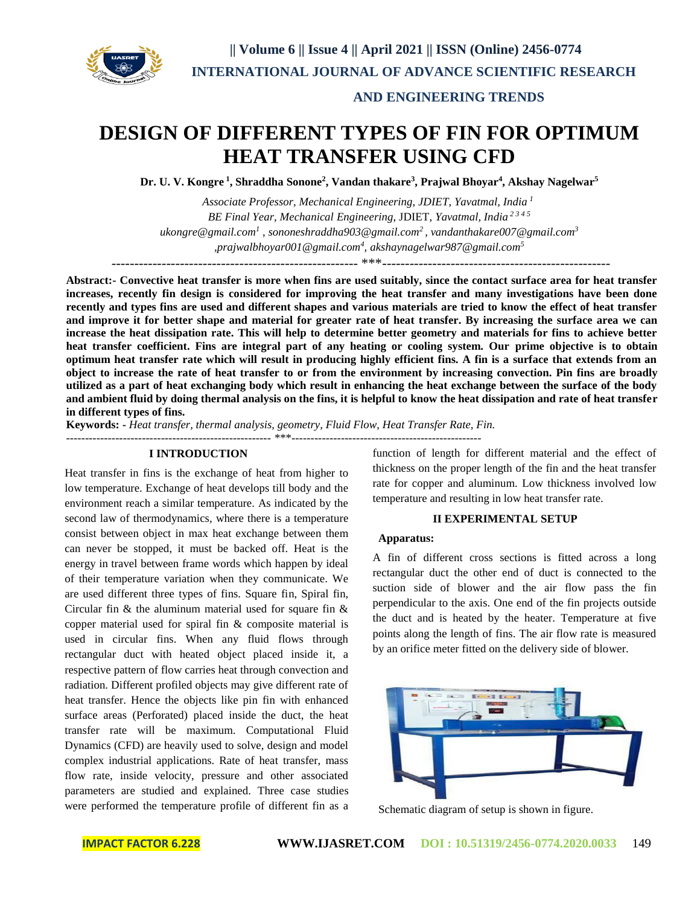# DESIGN OF DIFFERENT TYPES OF FIN FOR OPTIMUM HEAT TRANSFER USING CFD

**Dr. U. V. Kongre [1], Shraddha Sonone[2], Vandan thakare[3], Prajwal Bhoyar[4], Akshay Nagelwar[5]**

*Associate Professor, Mechanical Engineering, JDIET, Yavatmal, India [1]*
*BE Final Year, Mechanical Engineering, JDIET, Yavatmal, India [2 3 4 5]*
*ukongre@gmail.com[1], sononeshraddha903@gmail.com[2], vandanthakare007@gmail.com[3], prajwalbhoyar001@gmail.com[4], akshaynagelwar987@gmail.com[5]*

---

**Abstract:- Convective heat transfer is more when fins are used suitably, since the contact surface area for heat transfer increases, recently fin design is considered for improving the heat transfer and many investigations have been done recently and types fins are used and different shapes and various materials are tried to know the effect of heat transfer and improve it for better shape and material for greater rate of heat transfer. By increasing the surface area we can increase the heat dissipation rate. This will help to determine better geometry and materials for fins to achieve better heat transfer coefficient. Fins are integral part of any heating or cooling system. Our prime objective is to obtain optimum heat transfer rate which will result in producing highly efficient fins. A fin is a surface that extends from an object to increase the rate of heat transfer to or from the environment by increasing convection. Pin fins are broadly utilized as a part of heat exchanging body which result in enhancing the heat exchange between the surface of the body and ambient fluid by doing thermal analysis on the fins, it is helpful to know the heat dissipation and rate of heat transfer in different types of fins.**

**Keywords: -** *Heat transfer, thermal analysis, geometry, Fluid Flow, Heat Transfer Rate, Fin.*

---

## I INTRODUCTION

Heat transfer in fins is the exchange of heat from higher to low temperature. Exchange of heat develops till body and the environment reach a similar temperature. As indicated by the second law of thermodynamics, where there is a temperature consist between object in max heat exchange between them can never be stopped, it must be backed off. Heat is the energy in travel between frame words which happen by ideal of their temperature variation when they communicate. We are used different three types of fins. Square fin, Spiral fin, Circular fin & the aluminum material used for square fin & copper material used for spiral fin & composite material is used in circular fins. When any fluid flows through rectangular duct with heated object placed inside it, a respective pattern of flow carries heat through convection and radiation. Different profiled objects may give different rate of heat transfer. Hence the objects like pin fin with enhanced surface areas (Perforated) placed inside the duct, the heat transfer rate will be maximum. Computational Fluid Dynamics (CFD) are heavily used to solve, design and model complex industrial applications. Rate of heat transfer, mass flow rate, inside velocity, pressure and other associated parameters are studied and explained. Three case studies were performed the temperature profile of different fin as a function of length for different material and the effect of thickness on the proper length of the fin and the heat transfer rate for copper and aluminum. Low thickness involved low temperature and resulting in low heat transfer rate.

## II EXPERIMENTAL SETUP

**Apparatus:**

A fin of different cross sections is fitted across a long rectangular duct the other end of duct is connected to the suction side of blower and the air flow pass the fin perpendicular to the axis. One end of the fin projects outside the duct and is heated by the heater. Temperature at five points along the length of fins. The air flow rate is measured by an orifice meter fitted on the delivery side of blower.

Schematic diagram of setup is shown in figure.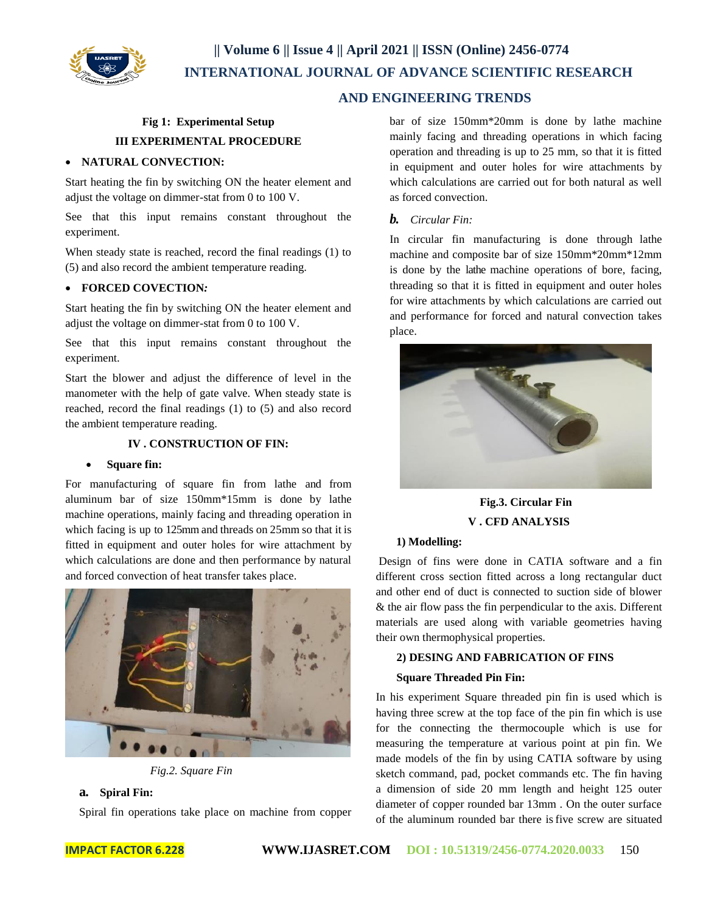**Fig 1: Experimental Setup**

## III EXPERIMENTAL PROCEDURE

- **NATURAL CONVECTION:**

Start heating the fin by switching ON the heater element and adjust the voltage on dimmer-stat from 0 to 100 V.

See that this input remains constant throughout the experiment.

When steady state is reached, record the final readings (1) to (5) and also record the ambient temperature reading.

- **FORCED COVECTION:**

Start heating the fin by switching ON the heater element and adjust the voltage on dimmer-stat from 0 to 100 V.

See that this input remains constant throughout the experiment.

Start the blower and adjust the difference of level in the manometer with the help of gate valve. When steady state is reached, record the final readings (1) to (5) and also record the ambient temperature reading.

## IV . CONSTRUCTION OF FIN:

- **Square fin:**

For manufacturing of square fin from lathe and from aluminum bar of size 150mm*15mm is done by lathe machine operations, mainly facing and threading operation in which facing is up to 125mm and threads on 25mm so that it is fitted in equipment and outer holes for wire attachment by which calculations are done and then performance by natural and forced convection of heat transfer takes place.

*Fig.2. Square Fin*

### a. Spiral Fin:

Spiral fin operations take place on machine from copper bar of size 150mm*20mm is done by lathe machine mainly facing and threading operations in which facing operation and threading is up to 25 mm, so that it is fitted in equipment and outer holes for wire attachments by which calculations are carried out for both natural as well as forced convection.

### b. *Circular Fin:*

In circular fin manufacturing is done through lathe machine and composite bar of size 150mm*20mm*12mm is done by the lathe machine operations of bore, facing, threading so that it is fitted in equipment and outer holes for wire attachments by which calculations are carried out and performance for forced and natural convection takes place.

**Fig.3. Circular Fin**

## V . CFD ANALYSIS

### 1) Modelling:

Design of fins were done in CATIA software and a fin different cross section fitted across a long rectangular duct and other end of duct is connected to suction side of blower & the air flow pass the fin perpendicular to the axis. Different materials are used along with variable geometries having their own thermophysical properties.

### 2) DESING AND FABRICATION OF FINS

**Square Threaded Pin Fin:**

In his experiment Square threaded pin fin is used which is having three screw at the top face of the pin fin which is use for the connecting the thermocouple which is use for measuring the temperature at various point at pin fin. We made models of the fin by using CATIA software by using sketch command, pad, pocket commands etc. The fin having a dimension of side 20 mm length and height 125 outer diameter of copper rounded bar 13mm . On the outer surface of the aluminum rounded bar there is five screw are situated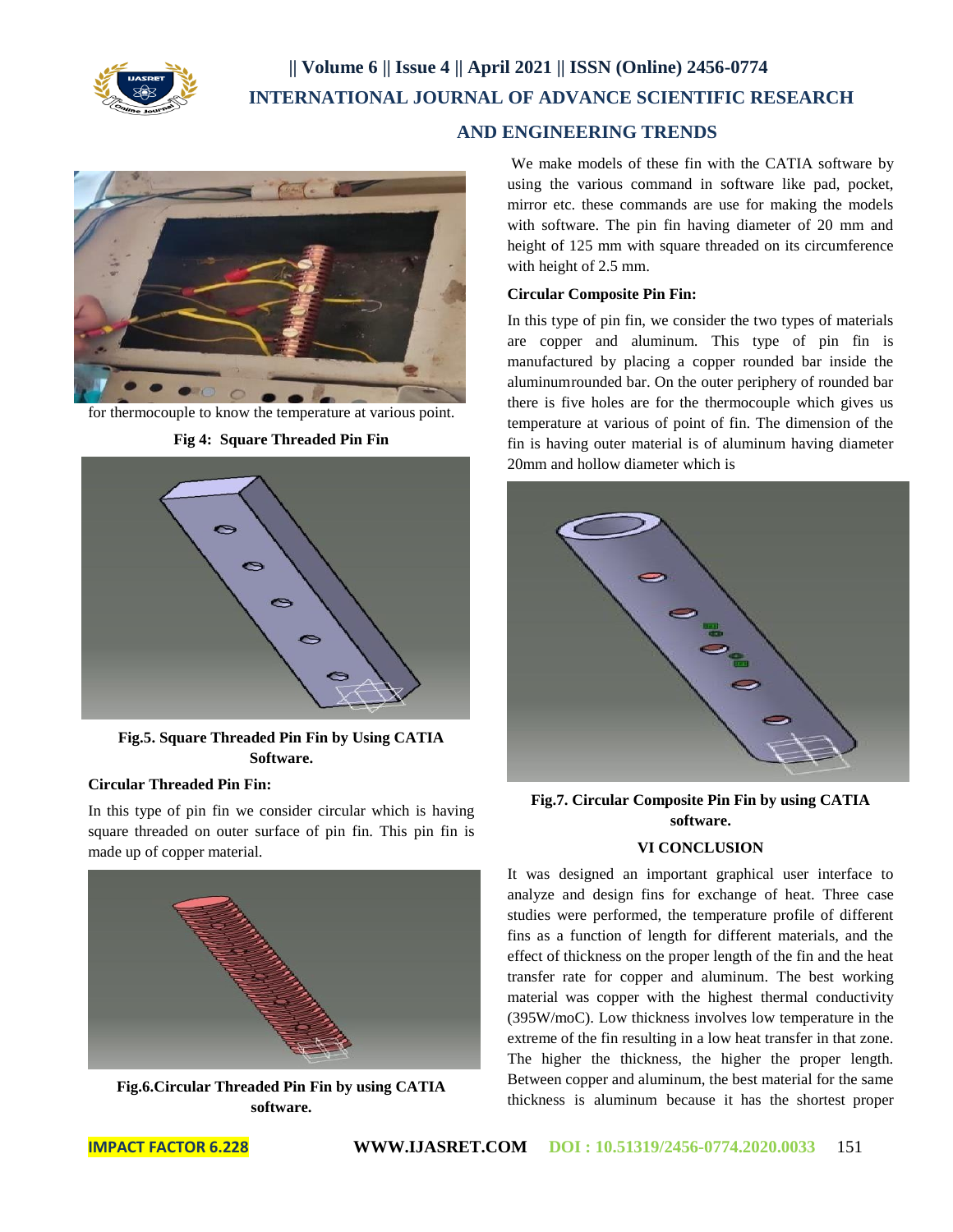for thermocouple to know the temperature at various point.

**Fig 4: Square Threaded Pin Fin**

**Fig.5. Square Threaded Pin Fin by Using CATIA Software.**

**Circular Threaded Pin Fin:**

In this type of pin fin we consider circular which is having square threaded on outer surface of pin fin. This pin fin is made up of copper material.

**Fig.6.Circular Threaded Pin Fin by using CATIA software.**

We make models of these fin with the CATIA software by using the various command in software like pad, pocket, mirror etc. these commands are use for making the models with software. The pin fin having diameter of 20 mm and height of 125 mm with square threaded on its circumference with height of 2.5 mm.

**Circular Composite Pin Fin:**

In this type of pin fin, we consider the two types of materials are copper and aluminum. This type of pin fin is manufactured by placing a copper rounded bar inside the aluminumrounded bar. On the outer periphery of rounded bar there is five holes are for the thermocouple which gives us temperature at various of point of fin. The dimension of the fin is having outer material is of aluminum having diameter 20mm and hollow diameter which is

**Fig.7. Circular Composite Pin Fin by using CATIA software.**

## VI CONCLUSION

It was designed an important graphical user interface to analyze and design fins for exchange of heat. Three case studies were performed, the temperature profile of different fins as a function of length for different materials, and the effect of thickness on the proper length of the fin and the heat transfer rate for copper and aluminum. The best working material was copper with the highest thermal conductivity (395W/moC). Low thickness involves low temperature in the extreme of the fin resulting in a low heat transfer in that zone. The higher the thickness, the higher the proper length. Between copper and aluminum, the best material for the same thickness is aluminum because it has the shortest proper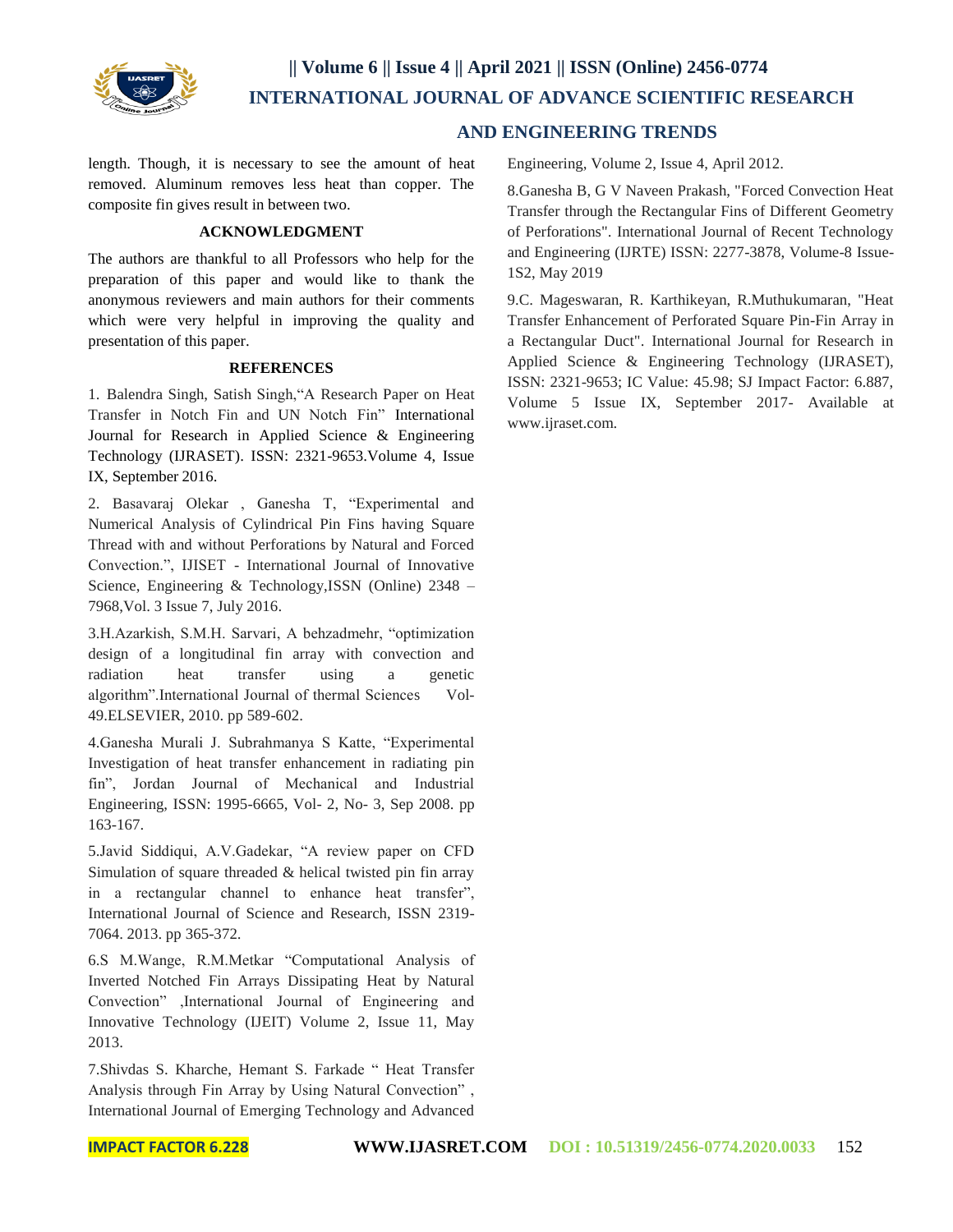length. Though, it is necessary to see the amount of heat removed. Aluminum removes less heat than copper. The composite fin gives result in between two.

## ACKNOWLEDGMENT

The authors are thankful to all Professors who help for the preparation of this paper and would like to thank the anonymous reviewers and main authors for their comments which were very helpful in improving the quality and presentation of this paper.

## REFERENCES

1. Balendra Singh, Satish Singh,"A Research Paper on Heat Transfer in Notch Fin and UN Notch Fin" International Journal for Research in Applied Science & Engineering Technology (IJRASET). ISSN: 2321-9653.Volume 4, Issue IX, September 2016.

2. Basavaraj Olekar , Ganesha T, "Experimental and Numerical Analysis of Cylindrical Pin Fins having Square Thread with and without Perforations by Natural and Forced Convection.", IJISET - International Journal of Innovative Science, Engineering & Technology,ISSN (Online) 2348 – 7968,Vol. 3 Issue 7, July 2016.

3.H.Azarkish, S.M.H. Sarvari, A behzadmehr, "optimization design of a longitudinal fin array with convection and radiation heat transfer using a genetic algorithm".International Journal of thermal Sciences Vol-49.ELSEVIER, 2010. pp 589-602.

4.Ganesha Murali J. Subrahmanya S Katte, "Experimental Investigation of heat transfer enhancement in radiating pin fin", Jordan Journal of Mechanical and Industrial Engineering, ISSN: 1995-6665, Vol- 2, No- 3, Sep 2008. pp 163-167.

5.Javid Siddiqui, A.V.Gadekar, "A review paper on CFD Simulation of square threaded & helical twisted pin fin array in a rectangular channel to enhance heat transfer", International Journal of Science and Research, ISSN 2319-7064. 2013. pp 365-372.

6.S M.Wange, R.M.Metkar "Computational Analysis of Inverted Notched Fin Arrays Dissipating Heat by Natural Convection" ,International Journal of Engineering and Innovative Technology (IJEIT) Volume 2, Issue 11, May 2013.

7.Shivdas S. Kharche, Hemant S. Farkade " Heat Transfer Analysis through Fin Array by Using Natural Convection" , International Journal of Emerging Technology and Advanced Engineering, Volume 2, Issue 4, April 2012.

8.Ganesha B, G V Naveen Prakash, "Forced Convection Heat Transfer through the Rectangular Fins of Different Geometry of Perforations". International Journal of Recent Technology and Engineering (IJRTE) ISSN: 2277-3878, Volume-8 Issue-1S2, May 2019

9.C. Mageswaran, R. Karthikeyan, R.Muthukumaran, "Heat Transfer Enhancement of Perforated Square Pin-Fin Array in a Rectangular Duct". International Journal for Research in Applied Science & Engineering Technology (IJRASET), ISSN: 2321-9653; IC Value: 45.98; SJ Impact Factor: 6.887, Volume 5 Issue IX, September 2017- Available at www.ijraset.com.